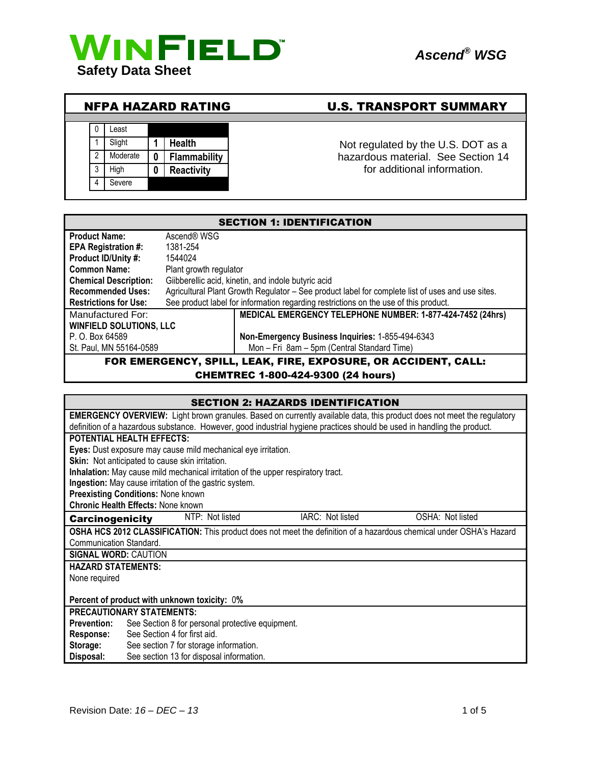# WINFIELD™

**Safety Data Sheet**

***Ascend® WSG***

## NFPA HAZARD RATING

| | | | |
|---|---|---|---|
| 0 | Least | | |
| 1 | Slight | 1 | **Health** |
| 2 | Moderate | 0 | **Flammability** |
| 3 | High | 0 | **Reactivity** |
| 4 | Severe | | |

## U.S. TRANSPORT SUMMARY

Not regulated by the U.S. DOT as a hazardous material. See Section 14 for additional information.

## SECTION 1: IDENTIFICATION

**Product Name:** Ascend® WSG
**EPA Registration #:** 1381-254
**Product ID/Unity #:** 1544024
**Common Name:** Plant growth regulator
**Chemical Description:** Giibberellic acid, kinetin, and indole butyric acid
**Recommended Uses:** Agricultural Plant Growth Regulator – See product label for complete list of uses and use sites.
**Restrictions for Use:** See product label for information regarding restrictions on the use of this product.

| Manufactured For: | **MEDICAL EMERGENCY TELEPHONE NUMBER: 1-877-424-7452 (24hrs)** |
|---|---|
| **WINFIELD SOLUTIONS, LLC** | |
| P. O. Box 64589 | **Non-Emergency Business Inquiries:** 1-855-494-6343 |
| St. Paul, MN 55164-0589 | Mon – Fri 8am – 5pm (Central Standard Time) |

**FOR EMERGENCY, SPILL, LEAK, FIRE, EXPOSURE, OR ACCIDENT, CALL: CHEMTREC 1-800-424-9300 (24 hours)**

## SECTION 2: HAZARDS IDENTIFICATION

**EMERGENCY OVERVIEW:** Light brown granules. Based on currently available data, this product does not meet the regulatory definition of a hazardous substance. However, good industrial hygiene practices should be used in handling the product.

**POTENTIAL HEALTH EFFECTS:**
**Eyes:** Dust exposure may cause mild mechanical eye irritation.
**Skin:** Not anticipated to cause skin irritation.
**Inhalation:** May cause mild mechanical irritation of the upper respiratory tract.
**Ingestion:** May cause irritation of the gastric system.
**Preexisting Conditions:** None known
**Chronic Health Effects:** None known

| **Carcinogenicity** | NTP: Not listed | IARC: Not listed | OSHA: Not listed |
|---|---|---|---|

**OSHA HCS 2012 CLASSIFICATION:** This product does not meet the definition of a hazardous chemical under OSHA's Hazard Communication Standard.

**SIGNAL WORD:** CAUTION

**HAZARD STATEMENTS:**
None required

**Percent of product with unknown toxicity:** 0%

**PRECAUTIONARY STATEMENTS:**
**Prevention:** See Section 8 for personal protective equipment.
**Response:** See Section 4 for first aid.
**Storage:** See section 7 for storage information.
**Disposal:** See section 13 for disposal information.

Revision Date: *16 – DEC – 13*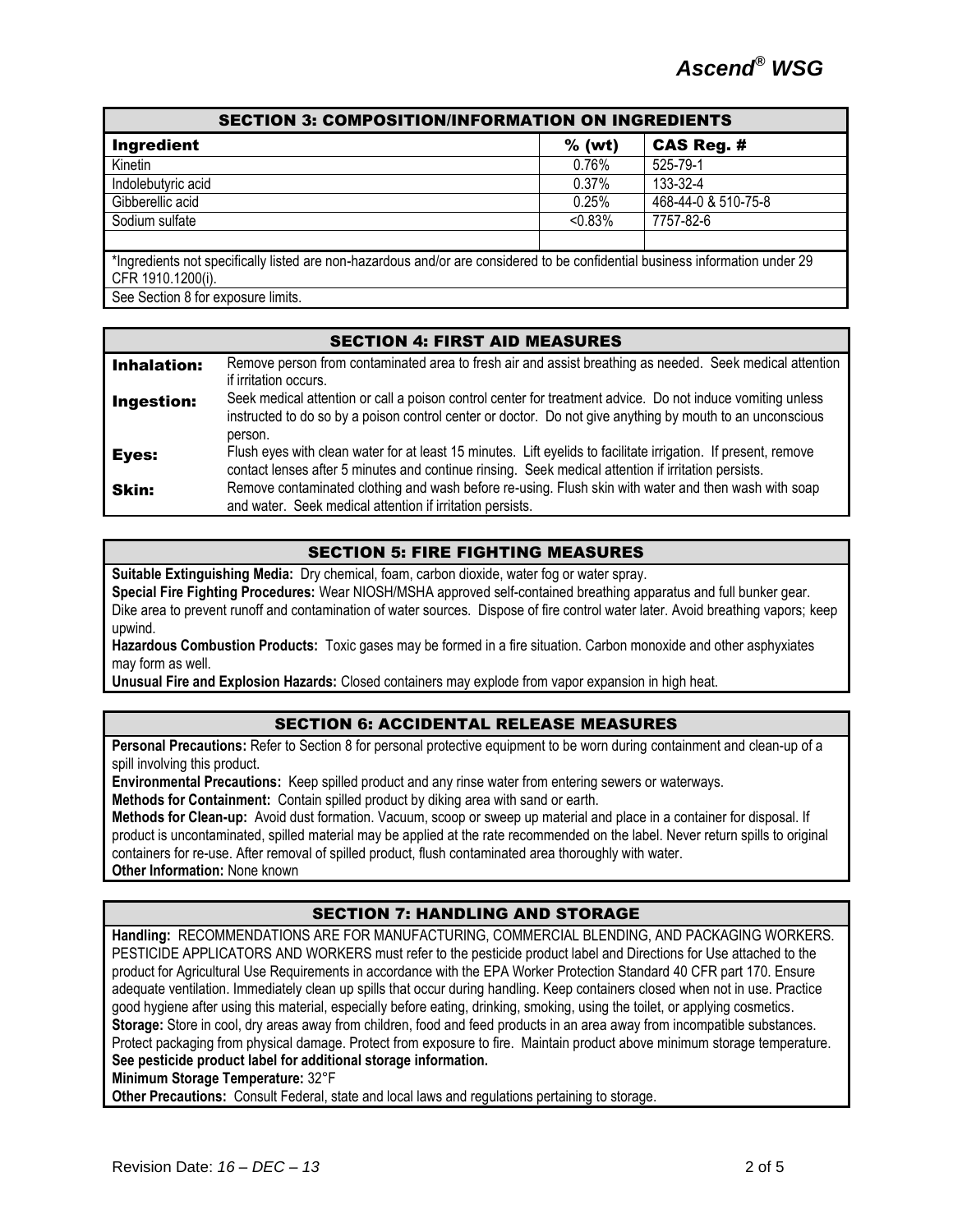## SECTION 3: COMPOSITION/INFORMATION ON INGREDIENTS

| Ingredient | % (wt) | CAS Reg. # |
|---|---|---|
| Kinetin | 0.76% | 525-79-1 |
| Indolebutyric acid | 0.37% | 133-32-4 |
| Gibberellic acid | 0.25% | 468-44-0 & 510-75-8 |
| Sodium sulfate | <0.83% | 7757-82-6 |
| | | |

*Ingredients not specifically listed are non-hazardous and/or are considered to be confidential business information under 29 CFR 1910.1200(i).

See Section 8 for exposure limits.

## SECTION 4: FIRST AID MEASURES

**Inhalation:** Remove person from contaminated area to fresh air and assist breathing as needed. Seek medical attention if irritation occurs.

**Ingestion:** Seek medical attention or call a poison control center for treatment advice. Do not induce vomiting unless instructed to do so by a poison control center or doctor. Do not give anything by mouth to an unconscious person.

**Eyes:** Flush eyes with clean water for at least 15 minutes. Lift eyelids to facilitate irrigation. If present, remove contact lenses after 5 minutes and continue rinsing. Seek medical attention if irritation persists.

**Skin:** Remove contaminated clothing and wash before re-using. Flush skin with water and then wash with soap and water. Seek medical attention if irritation persists.

## SECTION 5: FIRE FIGHTING MEASURES

**Suitable Extinguishing Media:** Dry chemical, foam, carbon dioxide, water fog or water spray.

**Special Fire Fighting Procedures:** Wear NIOSH/MSHA approved self-contained breathing apparatus and full bunker gear. Dike area to prevent runoff and contamination of water sources. Dispose of fire control water later. Avoid breathing vapors; keep upwind.

**Hazardous Combustion Products:** Toxic gases may be formed in a fire situation. Carbon monoxide and other asphyxiates may form as well.

**Unusual Fire and Explosion Hazards:** Closed containers may explode from vapor expansion in high heat.

## SECTION 6: ACCIDENTAL RELEASE MEASURES

**Personal Precautions:** Refer to Section 8 for personal protective equipment to be worn during containment and clean-up of a spill involving this product.

**Environmental Precautions:** Keep spilled product and any rinse water from entering sewers or waterways.

**Methods for Containment:** Contain spilled product by diking area with sand or earth.

**Methods for Clean-up:** Avoid dust formation. Vacuum, scoop or sweep up material and place in a container for disposal. If product is uncontaminated, spilled material may be applied at the rate recommended on the label. Never return spills to original containers for re-use. After removal of spilled product, flush contaminated area thoroughly with water.

**Other Information:** None known

## SECTION 7: HANDLING AND STORAGE

**Handling:** RECOMMENDATIONS ARE FOR MANUFACTURING, COMMERCIAL BLENDING, AND PACKAGING WORKERS. PESTICIDE APPLICATORS AND WORKERS must refer to the pesticide product label and Directions for Use attached to the product for Agricultural Use Requirements in accordance with the EPA Worker Protection Standard 40 CFR part 170. Ensure adequate ventilation. Immediately clean up spills that occur during handling. Keep containers closed when not in use. Practice good hygiene after using this material, especially before eating, drinking, smoking, using the toilet, or applying cosmetics.

**Storage:** Store in cool, dry areas away from children, food and feed products in an area away from incompatible substances. Protect packaging from physical damage. Protect from exposure to fire. Maintain product above minimum storage temperature. **See pesticide product label for additional storage information.**

**Minimum Storage Temperature:** 32°F

**Other Precautions:** Consult Federal, state and local laws and regulations pertaining to storage.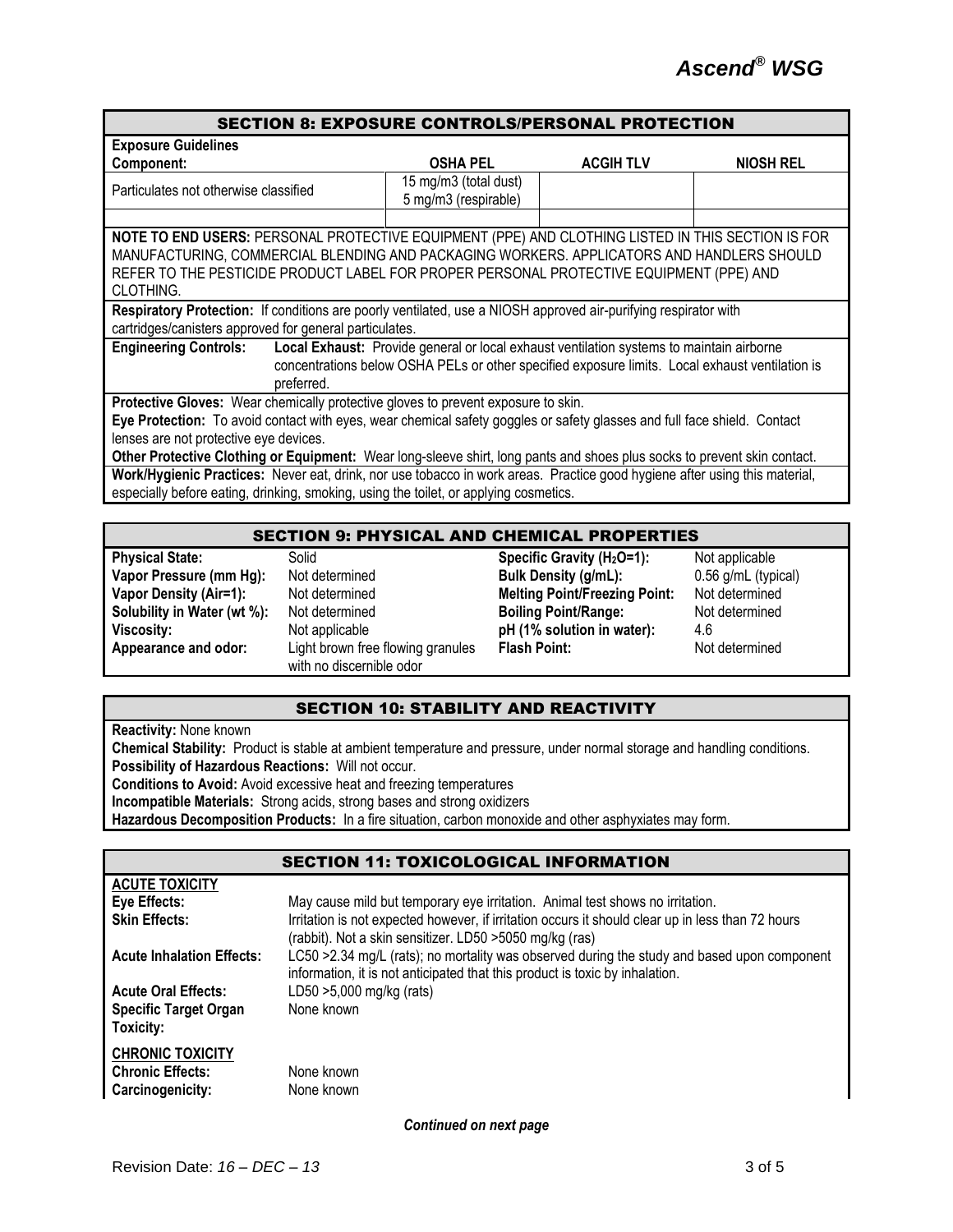## SECTION 8: EXPOSURE CONTROLS/PERSONAL PROTECTION

**Exposure Guidelines**

| Component: | OSHA PEL | ACGIH TLV | NIOSH REL |
|---|---|---|---|
| Particulates not otherwise classified | 15 mg/m3 (total dust)<br>5 mg/m3 (respirable) | | |
| | | | |

**NOTE TO END USERS:** PERSONAL PROTECTIVE EQUIPMENT (PPE) AND CLOTHING LISTED IN THIS SECTION IS FOR MANUFACTURING, COMMERCIAL BLENDING AND PACKAGING WORKERS. APPLICATORS AND HANDLERS SHOULD REFER TO THE PESTICIDE PRODUCT LABEL FOR PROPER PERSONAL PROTECTIVE EQUIPMENT (PPE) AND CLOTHING.

**Respiratory Protection:** If conditions are poorly ventilated, use a NIOSH approved air-purifying respirator with cartridges/canisters approved for general particulates.

**Engineering Controls:** **Local Exhaust:** Provide general or local exhaust ventilation systems to maintain airborne concentrations below OSHA PELs or other specified exposure limits. Local exhaust ventilation is preferred.

**Protective Gloves:** Wear chemically protective gloves to prevent exposure to skin.

**Eye Protection:** To avoid contact with eyes, wear chemical safety goggles or safety glasses and full face shield. Contact lenses are not protective eye devices.

**Other Protective Clothing or Equipment:** Wear long-sleeve shirt, long pants and shoes plus socks to prevent skin contact.

**Work/Hygienic Practices:** Never eat, drink, nor use tobacco in work areas. Practice good hygiene after using this material, especially before eating, drinking, smoking, using the toilet, or applying cosmetics.

## SECTION 9: PHYSICAL AND CHEMICAL PROPERTIES

| | | | |
|---|---|---|---|
| **Physical State:** | Solid | **Specific Gravity ($H_2O$=1):** | Not applicable |
| **Vapor Pressure (mm Hg):** | Not determined | **Bulk Density (g/mL):** | 0.56 g/mL (typical) |
| **Vapor Density (Air=1):** | Not determined | **Melting Point/Freezing Point:** | Not determined |
| **Solubility in Water (wt %):** | Not determined | **Boiling Point/Range:** | Not determined |
| **Viscosity:** | Not applicable | **pH (1% solution in water):** | 4.6 |
| **Appearance and odor:** | Light brown free flowing granules with no discernible odor | **Flash Point:** | Not determined |

## SECTION 10: STABILITY AND REACTIVITY

**Reactivity:** None known

**Chemical Stability:** Product is stable at ambient temperature and pressure, under normal storage and handling conditions.

**Possibility of Hazardous Reactions:** Will not occur.

**Conditions to Avoid:** Avoid excessive heat and freezing temperatures

**Incompatible Materials:** Strong acids, strong bases and strong oxidizers

**Hazardous Decomposition Products:** In a fire situation, carbon monoxide and other asphyxiates may form.

## SECTION 11: TOXICOLOGICAL INFORMATION

**ACUTE TOXICITY**

**Eye Effects:** May cause mild but temporary eye irritation. Animal test shows no irritation.

**Skin Effects:** Irritation is not expected however, if irritation occurs it should clear up in less than 72 hours (rabbit). Not a skin sensitizer. LD50 >5050 mg/kg (ras)

**Acute Inhalation Effects:** LC50 >2.34 mg/L (rats); no mortality was observed during the study and based upon component information, it is not anticipated that this product is toxic by inhalation.

**Acute Oral Effects:** LD50 >5,000 mg/kg (rats)

**Specific Target Organ Toxicity:** None known

**CHRONIC TOXICITY**

**Chronic Effects:** None known

**Carcinogenicity:** None known

*Continued on next page*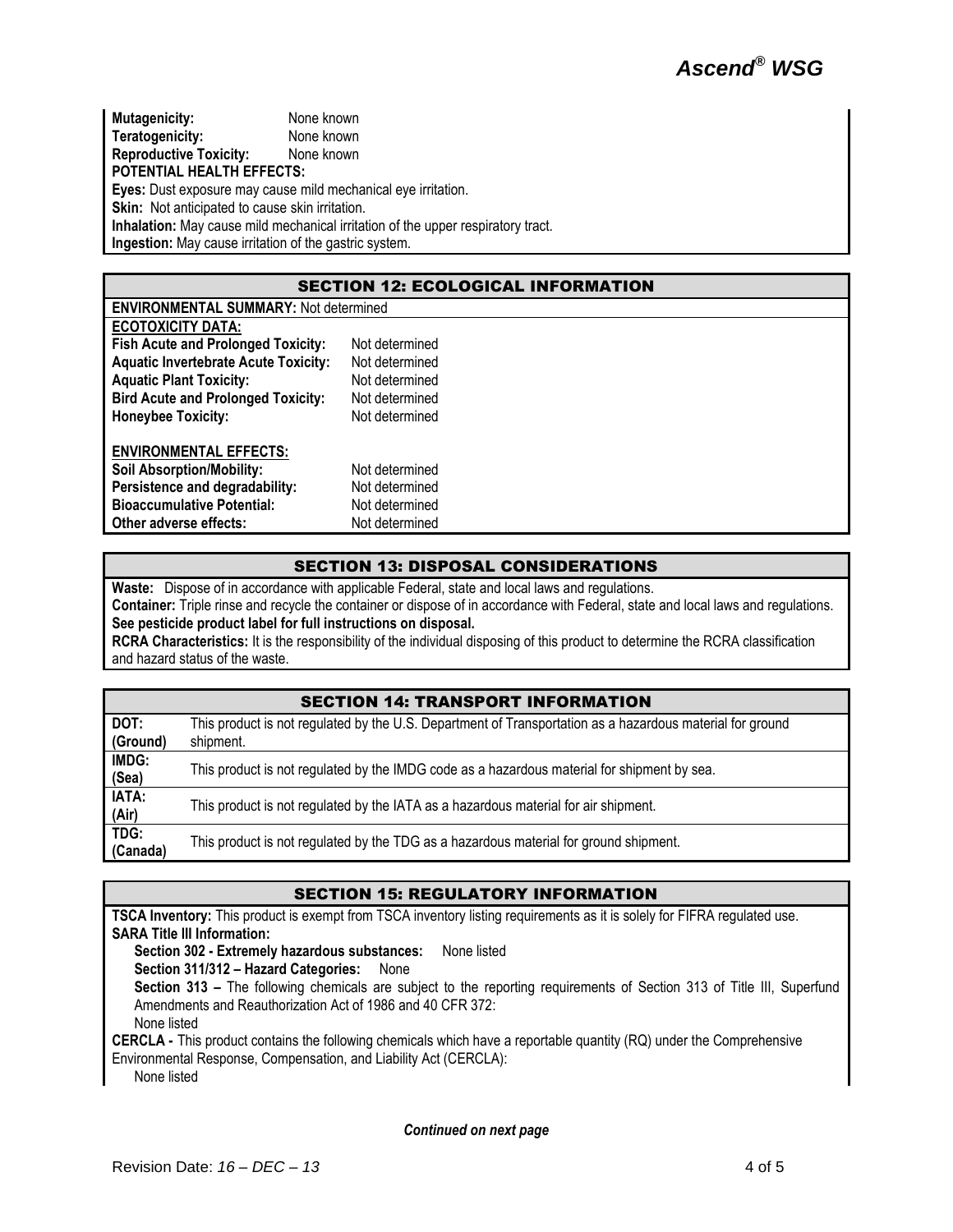**Mutagenicity:** None known
**Teratogenicity:** None known
**Reproductive Toxicity:** None known

**POTENTIAL HEALTH EFFECTS:**

**Eyes:** Dust exposure may cause mild mechanical eye irritation.
**Skin:** Not anticipated to cause skin irritation.
**Inhalation:** May cause mild mechanical irritation of the upper respiratory tract.
**Ingestion:** May cause irritation of the gastric system.

## SECTION 12: ECOLOGICAL INFORMATION

**ENVIRONMENTAL SUMMARY:** Not determined

**ECOTOXICITY DATA:**

| | |
|---|---|
| **Fish Acute and Prolonged Toxicity:** | Not determined |
| **Aquatic Invertebrate Acute Toxicity:** | Not determined |
| **Aquatic Plant Toxicity:** | Not determined |
| **Bird Acute and Prolonged Toxicity:** | Not determined |
| **Honeybee Toxicity:** | Not determined |

**ENVIRONMENTAL EFFECTS:**

| | |
|---|---|
| **Soil Absorption/Mobility:** | Not determined |
| **Persistence and degradability:** | Not determined |
| **Bioaccumulative Potential:** | Not determined |
| **Other adverse effects:** | Not determined |

## SECTION 13: DISPOSAL CONSIDERATIONS

**Waste:** Dispose of in accordance with applicable Federal, state and local laws and regulations.
**Container:** Triple rinse and recycle the container or dispose of in accordance with Federal, state and local laws and regulations.
**See pesticide product label for full instructions on disposal.**
**RCRA Characteristics:** It is the responsibility of the individual disposing of this product to determine the RCRA classification and hazard status of the waste.

## SECTION 14: TRANSPORT INFORMATION

| | |
|---|---|
| **DOT: (Ground)** | This product is not regulated by the U.S. Department of Transportation as a hazardous material for ground shipment. |
| **IMDG: (Sea)** | This product is not regulated by the IMDG code as a hazardous material for shipment by sea. |
| **IATA: (Air)** | This product is not regulated by the IATA as a hazardous material for air shipment. |
| **TDG: (Canada)** | This product is not regulated by the TDG as a hazardous material for ground shipment. |

## SECTION 15: REGULATORY INFORMATION

**TSCA Inventory:** This product is exempt from TSCA inventory listing requirements as it is solely for FIFRA regulated use.
**SARA Title III Information:**

**Section 302 - Extremely hazardous substances:** None listed
**Section 311/312 – Hazard Categories:** None
**Section 313 –** The following chemicals are subject to the reporting requirements of Section 313 of Title III, Superfund Amendments and Reauthorization Act of 1986 and 40 CFR 372:
None listed

**CERCLA -** This product contains the following chemicals which have a reportable quantity (RQ) under the Comprehensive Environmental Response, Compensation, and Liability Act (CERCLA):
None listed

***Continued on next page***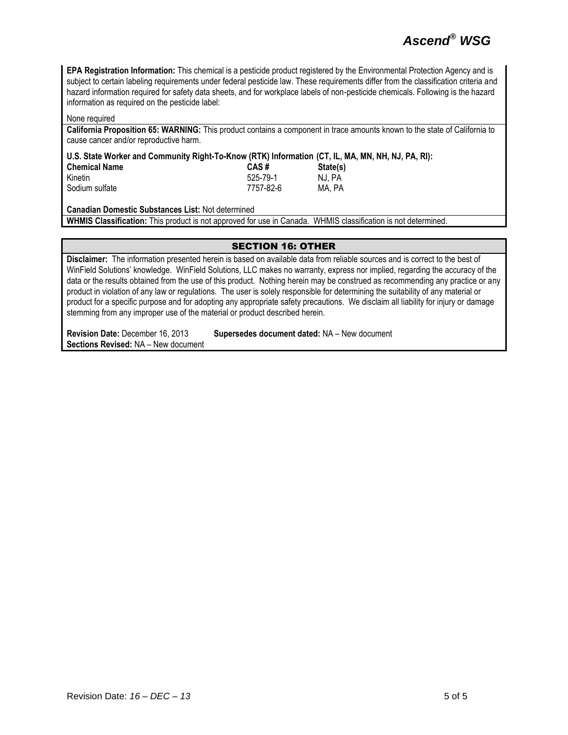**EPA Registration Information:** This chemical is a pesticide product registered by the Environmental Protection Agency and is subject to certain labeling requirements under federal pesticide law. These requirements differ from the classification criteria and hazard information required for safety data sheets, and for workplace labels of non-pesticide chemicals. Following is the hazard information as required on the pesticide label:

None required

**California Proposition 65: WARNING:** This product contains a component in trace amounts known to the state of California to cause cancer and/or reproductive harm.

**U.S. State Worker and Community Right-To-Know (RTK) Information (CT, IL, MA, MN, NH, NJ, PA, RI):**

| Chemical Name | CAS # | State(s) |
|---|---|---|
| Kinetin | 525-79-1 | NJ, PA |
| Sodium sulfate | 7757-82-6 | MA, PA |

**Canadian Domestic Substances List:** Not determined

**WHMIS Classification:** This product is not approved for use in Canada. WHMIS classification is not determined.

## SECTION 16: OTHER

**Disclaimer:** The information presented herein is based on available data from reliable sources and is correct to the best of WinField Solutions' knowledge. WinField Solutions, LLC makes no warranty, express nor implied, regarding the accuracy of the data or the results obtained from the use of this product. Nothing herein may be construed as recommending any practice or any product in violation of any law or regulations. The user is solely responsible for determining the suitability of any material or product for a specific purpose and for adopting any appropriate safety precautions. We disclaim all liability for injury or damage stemming from any improper use of the material or product described herein.

**Revision Date:** December 16, 2013 **Supersedes document dated:** NA – New document

**Sections Revised:** NA – New document